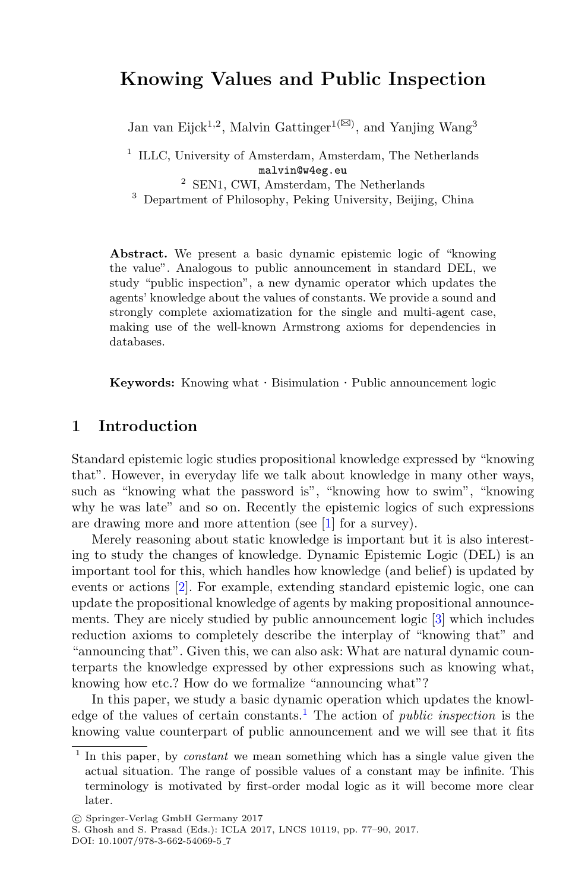# Knowing Values and Public Inspection

Jan van Eijck[1,2], Malvin Gattinger[1(✉)], and Yanjing Wang[3]

[1] ILLC, University of Amsterdam, Amsterdam, The Netherlands
malvin@w4eg.eu

[2] SEN1, CWI, Amsterdam, The Netherlands

[3] Department of Philosophy, Peking University, Beijing, China

**Abstract.** We present a basic dynamic epistemic logic of "knowing the value". Analogous to public announcement in standard DEL, we study "public inspection", a new dynamic operator which updates the agents' knowledge about the values of constants. We provide a sound and strongly complete axiomatization for the single and multi-agent case, making use of the well-known Armstrong axioms for dependencies in databases.

**Keywords:** Knowing what · Bisimulation · Public announcement logic

## 1 Introduction

Standard epistemic logic studies propositional knowledge expressed by "knowing that". However, in everyday life we talk about knowledge in many other ways, such as "knowing what the password is", "knowing how to swim", "knowing why he was late" and so on. Recently the epistemic logics of such expressions are drawing more and more attention (see [1] for a survey).

Merely reasoning about static knowledge is important but it is also interesting to study the changes of knowledge. Dynamic Epistemic Logic (DEL) is an important tool for this, which handles how knowledge (and belief) is updated by events or actions [2]. For example, extending standard epistemic logic, one can update the propositional knowledge of agents by making propositional announcements. They are nicely studied by public announcement logic [3] which includes reduction axioms to completely describe the interplay of "knowing that" and "announcing that". Given this, we can also ask: What are natural dynamic counterparts the knowledge expressed by other expressions such as knowing what, knowing how etc.? How do we formalize "announcing what"?

In this paper, we study a basic dynamic operation which updates the knowledge of the values of certain constants.[1] The action of *public inspection* is the knowing value counterpart of public announcement and we will see that it fits

[1] In this paper, by *constant* we mean something which has a single value given the actual situation. The range of possible values of a constant may be infinite. This terminology is motivated by first-order modal logic as it will become more clear later.

© Springer-Verlag GmbH Germany 2017
S. Ghosh and S. Prasad (Eds.): ICLA 2017, LNCS 10119, pp. 77–90, 2017.
DOI: 10.1007/978-3-662-54069-5_7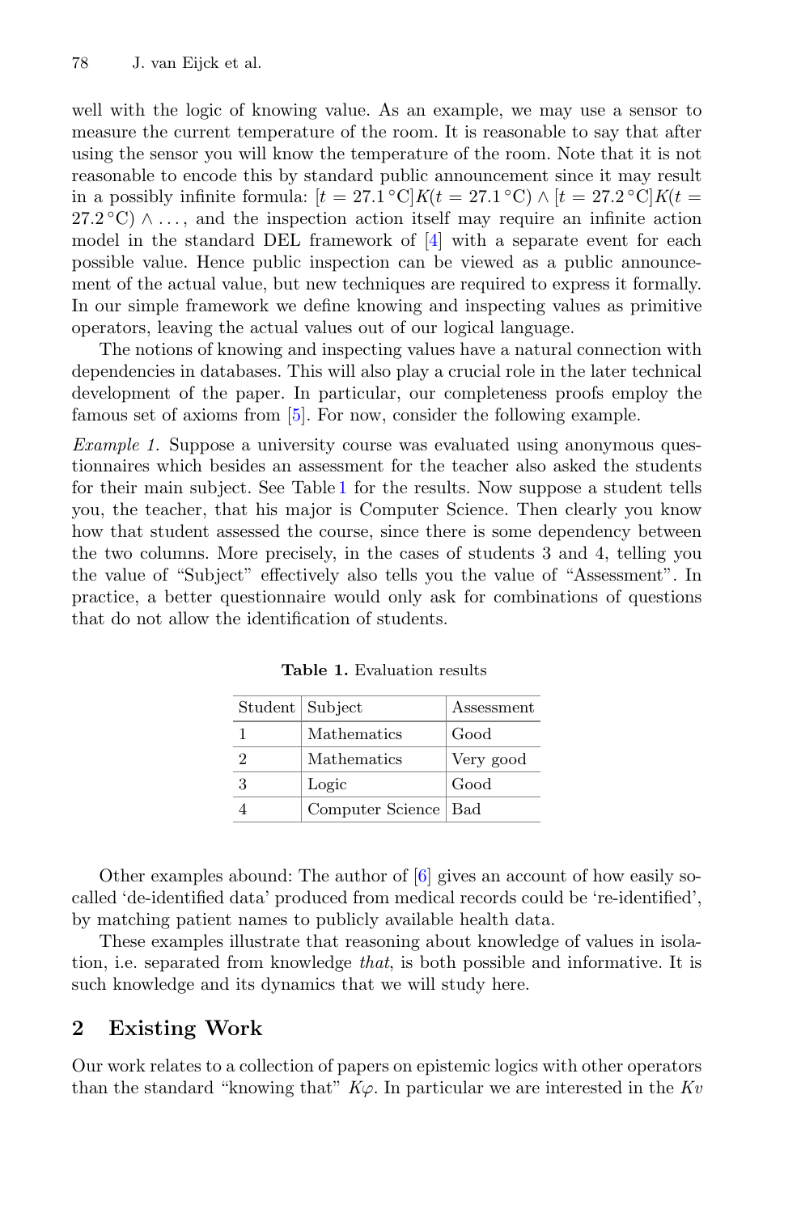well with the logic of knowing value. As an example, we may use a sensor to measure the current temperature of the room. It is reasonable to say that after using the sensor you will know the temperature of the room. Note that it is not reasonable to encode this by standard public announcement since it may result in a possibly infinite formula: $[t = 27.1\,^\circ\mathrm{C}]K(t = 27.1\,^\circ\mathrm{C}) \wedge [t = 27.2\,^\circ\mathrm{C}]K(t = 27.2\,^\circ\mathrm{C}) \wedge \dots$, and the inspection action itself may require an infinite action model in the standard DEL framework of [4] with a separate event for each possible value. Hence public inspection can be viewed as a public announcement of the actual value, but new techniques are required to express it formally. In our simple framework we define knowing and inspecting values as primitive operators, leaving the actual values out of our logical language.

The notions of knowing and inspecting values have a natural connection with dependencies in databases. This will also play a crucial role in the later technical development of the paper. In particular, our completeness proofs employ the famous set of axioms from [5]. For now, consider the following example.

*Example 1.* Suppose a university course was evaluated using anonymous questionnaires which besides an assessment for the teacher also asked the students for their main subject. See Table 1 for the results. Now suppose a student tells you, the teacher, that his major is Computer Science. Then clearly you know how that student assessed the course, since there is some dependency between the two columns. More precisely, in the cases of students 3 and 4, telling you the value of "Subject" effectively also tells you the value of "Assessment". In practice, a better questionnaire would only ask for combinations of questions that do not allow the identification of students.

**Table 1.** Evaluation results

| Student | Subject | Assessment |
|---|---|---|
| 1 | Mathematics | Good |
| 2 | Mathematics | Very good |
| 3 | Logic | Good |
| 4 | Computer Science | Bad |

Other examples abound: The author of [6] gives an account of how easily so-called 'de-identified data' produced from medical records could be 're-identified', by matching patient names to publicly available health data.

These examples illustrate that reasoning about knowledge of values in isolation, i.e. separated from knowledge *that*, is both possible and informative. It is such knowledge and its dynamics that we will study here.

## 2 Existing Work

Our work relates to a collection of papers on epistemic logics with other operators than the standard "knowing that" $K\varphi$. In particular we are interested in the $Kv$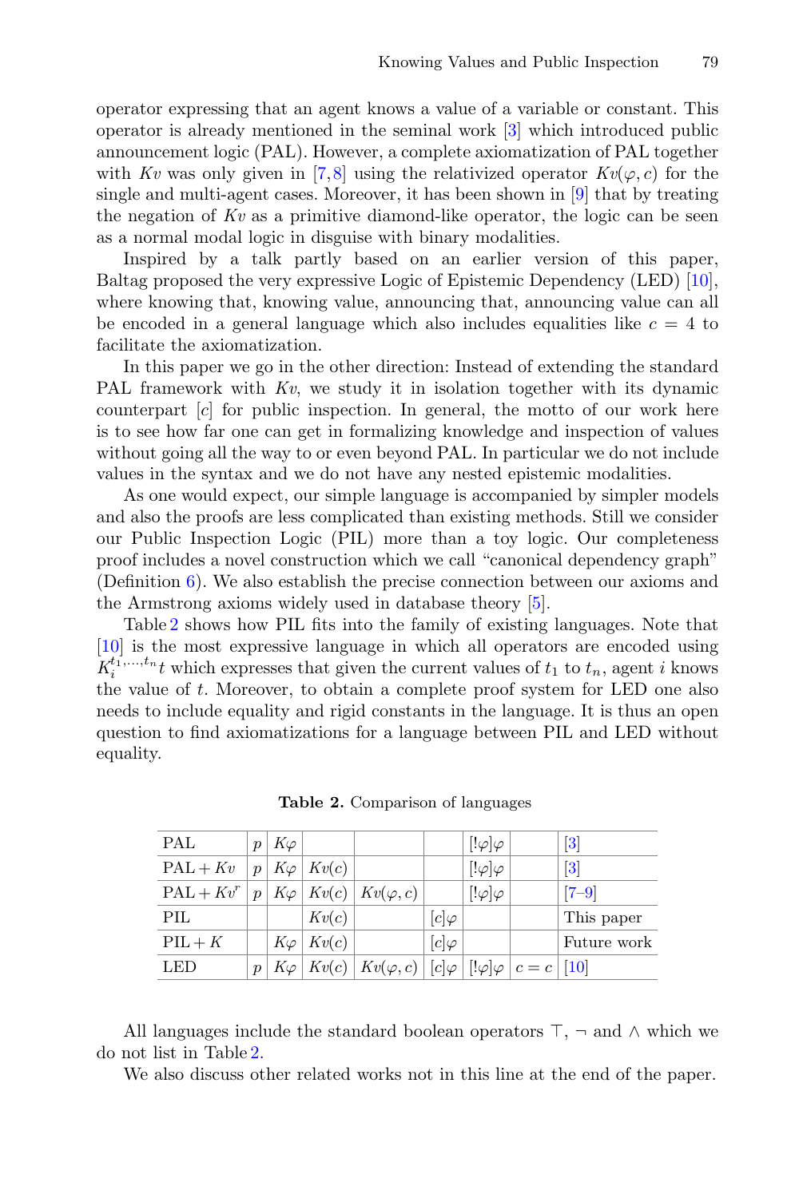operator expressing that an agent knows a value of a variable or constant. This operator is already mentioned in the seminal work [3] which introduced public announcement logic (PAL). However, a complete axiomatization of PAL together with $Kv$ was only given in [7,8] using the relativized operator $Kv(\varphi, c)$ for the single and multi-agent cases. Moreover, it has been shown in [9] that by treating the negation of $Kv$ as a primitive diamond-like operator, the logic can be seen as a normal modal logic in disguise with binary modalities.

Inspired by a talk partly based on an earlier version of this paper, Baltag proposed the very expressive Logic of Epistemic Dependency (LED) [10], where knowing that, knowing value, announcing that, announcing value can all be encoded in a general language which also includes equalities like $c = 4$ to facilitate the axiomatization.

In this paper we go in the other direction: Instead of extending the standard PAL framework with $Kv$, we study it in isolation together with its dynamic counterpart $[c]$ for public inspection. In general, the motto of our work here is to see how far one can get in formalizing knowledge and inspection of values without going all the way to or even beyond PAL. In particular we do not include values in the syntax and we do not have any nested epistemic modalities.

As one would expect, our simple language is accompanied by simpler models and also the proofs are less complicated than existing methods. Still we consider our Public Inspection Logic (PIL) more than a toy logic. Our completeness proof includes a novel construction which we call "canonical dependency graph" (Definition 6). We also establish the precise connection between our axioms and the Armstrong axioms widely used in database theory [5].

Table 2 shows how PIL fits into the family of existing languages. Note that [10] is the most expressive language in which all operators are encoded using $K_i^{t_1,\ldots,t_n} t$ which expresses that given the current values of $t_1$ to $t_n$, agent $i$ knows the value of $t$. Moreover, to obtain a complete proof system for LED one also needs to include equality and rigid constants in the language. It is thus an open question to find axiomatizations for a language between PIL and LED without equality.

**Table 2.** Comparison of languages

| | | | | | | | | |
|---|---|---|---|---|---|---|---|---|
| PAL | $p$ | $K\varphi$ | | | | $[!\varphi]\varphi$ | | [3] |
| $\text{PAL} + Kv$ | $p$ | $K\varphi$ | $Kv(c)$ | | | $[!\varphi]\varphi$ | | [3] |
| $\text{PAL} + Kv^r$ | $p$ | $K\varphi$ | $Kv(c)$ | $Kv(\varphi, c)$ | | $[!\varphi]\varphi$ | | [7–9] |
| PIL | | | $Kv(c)$ | | $[c]\varphi$ | | | This paper |
| $\text{PIL} + K$ | | $K\varphi$ | $Kv(c)$ | | $[c]\varphi$ | | | Future work |
| LED | $p$ | $K\varphi$ | $Kv(c)$ | $Kv(\varphi, c)$ | $[c]\varphi$ | $[!\varphi]\varphi$ | $c = c$ | [10] |

All languages include the standard boolean operators $\top$, $\neg$ and $\wedge$ which we do not list in Table 2.

We also discuss other related works not in this line at the end of the paper.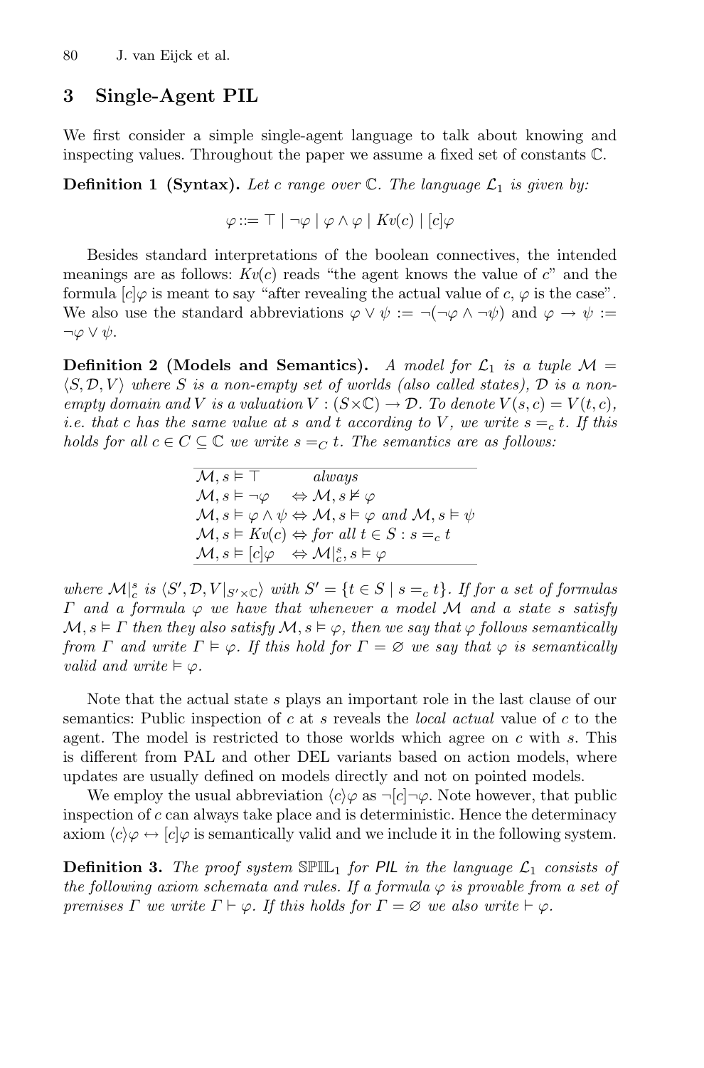## 3 Single-Agent PIL

We first consider a simple single-agent language to talk about knowing and inspecting values. Throughout the paper we assume a fixed set of constants $\mathbb{C}$.

**Definition 1 (Syntax).** *Let $c$ range over $\mathbb{C}$. The language $\mathcal{L}_1$ is given by:*

$$\varphi ::= \top \mid \neg\varphi \mid \varphi \wedge \varphi \mid Kv(c) \mid [c]\varphi$$

Besides standard interpretations of the boolean connectives, the intended meanings are as follows: $Kv(c)$ reads "the agent knows the value of $c$" and the formula $[c]\varphi$ is meant to say "after revealing the actual value of $c$, $\varphi$ is the case". We also use the standard abbreviations $\varphi \vee \psi := \neg(\neg\varphi \wedge \neg\psi)$ and $\varphi \to \psi := \neg\varphi \vee \psi$.

**Definition 2 (Models and Semantics).** *A model for $\mathcal{L}_1$ is a tuple $\mathcal{M} = \langle S, \mathcal{D}, V\rangle$ where $S$ is a non-empty set of worlds (also called states), $\mathcal{D}$ is a non-empty domain and $V$ is a valuation $V : (S \times \mathbb{C}) \to \mathcal{D}$. To denote $V(s, c) = V(t, c)$, i.e. that $c$ has the same value at $s$ and $t$ according to $V$, we write $s =_c t$. If this holds for all $c \in C \subseteq \mathbb{C}$ we write $s =_C t$. The semantics are as follows:*

| | | |
|---|---|---|
| $\mathcal{M}, s \vDash \top$ | | *always* |
| $\mathcal{M}, s \vDash \neg\varphi$ | $\Leftrightarrow$ | $\mathcal{M}, s \nvDash \varphi$ |
| $\mathcal{M}, s \vDash \varphi \wedge \psi$ | $\Leftrightarrow$ | $\mathcal{M}, s \vDash \varphi$ *and* $\mathcal{M}, s \vDash \psi$ |
| $\mathcal{M}, s \vDash Kv(c)$ | $\Leftrightarrow$ | *for all* $t \in S : s =_c t$ |
| $\mathcal{M}, s \vDash [c]\varphi$ | $\Leftrightarrow$ | $\mathcal{M}\vert_c^s, s \vDash \varphi$ |

*where $\mathcal{M}|_c^s$ is $\langle S', \mathcal{D}, V|_{S' \times \mathbb{C}}\rangle$ with $S' = \{t \in S \mid s =_c t\}$. If for a set of formulas $\Gamma$ and a formula $\varphi$ we have that whenever a model $\mathcal{M}$ and a state $s$ satisfy $\mathcal{M}, s \vDash \Gamma$ then they also satisfy $\mathcal{M}, s \vDash \varphi$, then we say that $\varphi$ follows semantically from $\Gamma$ and write $\Gamma \vDash \varphi$. If this hold for $\Gamma = \varnothing$ we say that $\varphi$ is semantically valid and write $\vDash \varphi$.*

Note that the actual state $s$ plays an important role in the last clause of our semantics: Public inspection of $c$ at $s$ reveals the *local actual* value of $c$ to the agent. The model is restricted to those worlds which agree on $c$ with $s$. This is different from PAL and other DEL variants based on action models, where updates are usually defined on models directly and not on pointed models.

We employ the usual abbreviation $\langle c\rangle\varphi$ as $\neg[c]\neg\varphi$. Note however, that public inspection of $c$ can always take place and is deterministic. Hence the determinacy axiom $\langle c\rangle\varphi \leftrightarrow [c]\varphi$ is semantically valid and we include it in the following system.

**Definition 3.** *The proof system $\mathbb{SPIL}_1$ for PIL in the language $\mathcal{L}_1$ consists of the following axiom schemata and rules. If a formula $\varphi$ is provable from a set of premises $\Gamma$ we write $\Gamma \vdash \varphi$. If this holds for $\Gamma = \varnothing$ we also write $\vdash \varphi$.*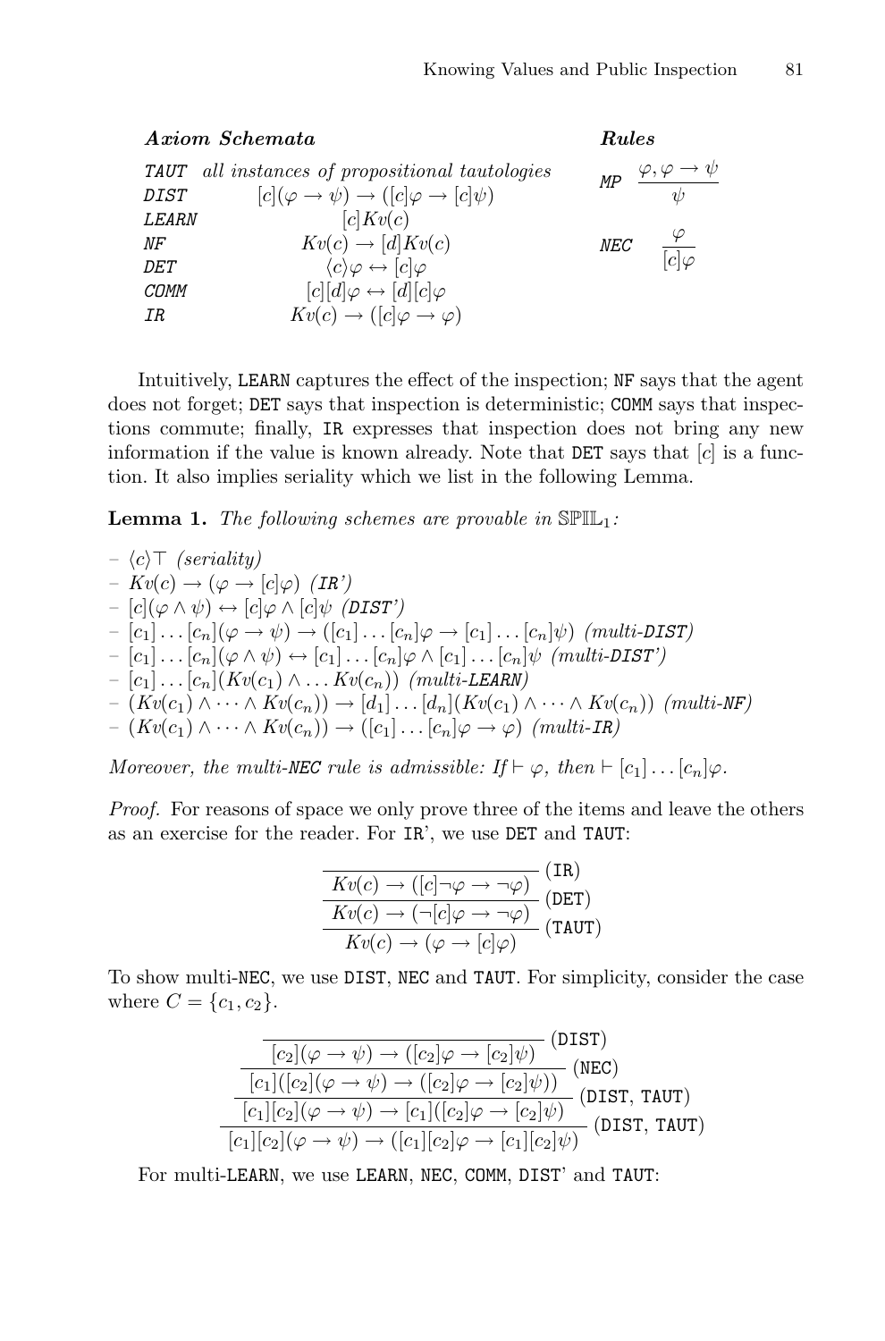| ***Axiom Schemata*** | | ***Rules*** | |
|---|---|---|---|
| *TAUT* | *all instances of propositional tautologies* | *MP* | $\dfrac{\varphi, \varphi \to \psi}{\psi}$ |
| *DIST* | $[c](\varphi \to \psi) \to ([c]\varphi \to [c]\psi)$ | | |
| *LEARN* | $[c]Kv(c)$ | | |
| *NF* | $Kv(c) \to [d]Kv(c)$ | *NEC* | $\dfrac{\varphi}{[c]\varphi}$ |
| *DET* | $\langle c\rangle\varphi \leftrightarrow [c]\varphi$ | | |
| *COMM* | $[c][d]\varphi \leftrightarrow [d][c]\varphi$ | | |
| *IR* | $Kv(c) \to ([c]\varphi \to \varphi)$ | | |

Intuitively, LEARN captures the effect of the inspection; NF says that the agent does not forget; DET says that inspection is deterministic; COMM says that inspections commute; finally, IR expresses that inspection does not bring any new information if the value is known already. Note that DET says that $[c]$ is a function. It also implies seriality which we list in the following Lemma.

**Lemma 1.** *The following schemes are provable in* $\mathbb{SPIL}_1$*:*

- $\langle c\rangle\top$ *(seriality)*
- $Kv(c) \to (\varphi \to [c]\varphi)$ *(IR')*
- $[c](\varphi \wedge \psi) \leftrightarrow [c]\varphi \wedge [c]\psi$ *(DIST')*
- $[c_1]\dots[c_n](\varphi \to \psi) \to ([c_1]\dots[c_n]\varphi \to [c_1]\dots[c_n]\psi)$ *(multi-DIST)*
- $[c_1]\dots[c_n](\varphi \wedge \psi) \leftrightarrow [c_1]\dots[c_n]\varphi \wedge [c_1]\dots[c_n]\psi$ *(multi-DIST')*
- $[c_1]\dots[c_n](Kv(c_1) \wedge \dots Kv(c_n))$ *(multi-LEARN)*
- $(Kv(c_1) \wedge \dots \wedge Kv(c_n)) \to [d_1]\dots[d_n](Kv(c_1) \wedge \dots \wedge Kv(c_n))$ *(multi-NF)*
- $(Kv(c_1) \wedge \dots \wedge Kv(c_n)) \to ([c_1]\dots[c_n]\varphi \to \varphi)$ *(multi-IR)*

*Moreover, the multi-NEC rule is admissible: If* $\vdash \varphi$*, then* $\vdash [c_1]\dots[c_n]\varphi$*.*

*Proof.* For reasons of space we only prove three of the items and leave the others as an exercise for the reader. For IR', we use DET and TAUT:

$$\dfrac{\dfrac{\dfrac{}{Kv(c) \to ([c]\neg\varphi \to \neg\varphi)}\,(\texttt{IR})}{Kv(c) \to (\neg[c]\varphi \to \neg\varphi)}\,(\texttt{DET})}{Kv(c) \to (\varphi \to [c]\varphi)}\,(\texttt{TAUT})$$

To show multi-NEC, we use DIST, NEC and TAUT. For simplicity, consider the case where $C = \{c_1, c_2\}$.

$$\dfrac{\dfrac{\dfrac{\dfrac{}{[c_2](\varphi \to \psi) \to ([c_2]\varphi \to [c_2]\psi)}\,(\texttt{DIST})}{[c_1]([c_2](\varphi \to \psi) \to ([c_2]\varphi \to [c_2]\psi))}\,(\texttt{NEC})}{[c_1][c_2](\varphi \to \psi) \to [c_1]([c_2]\varphi \to [c_2]\psi)}\,(\texttt{DIST, TAUT})}{[c_1][c_2](\varphi \to \psi) \to ([c_1][c_2]\varphi \to [c_1][c_2]\psi)}\,(\texttt{DIST, TAUT})$$

For multi-LEARN, we use LEARN, NEC, COMM, DIST' and TAUT: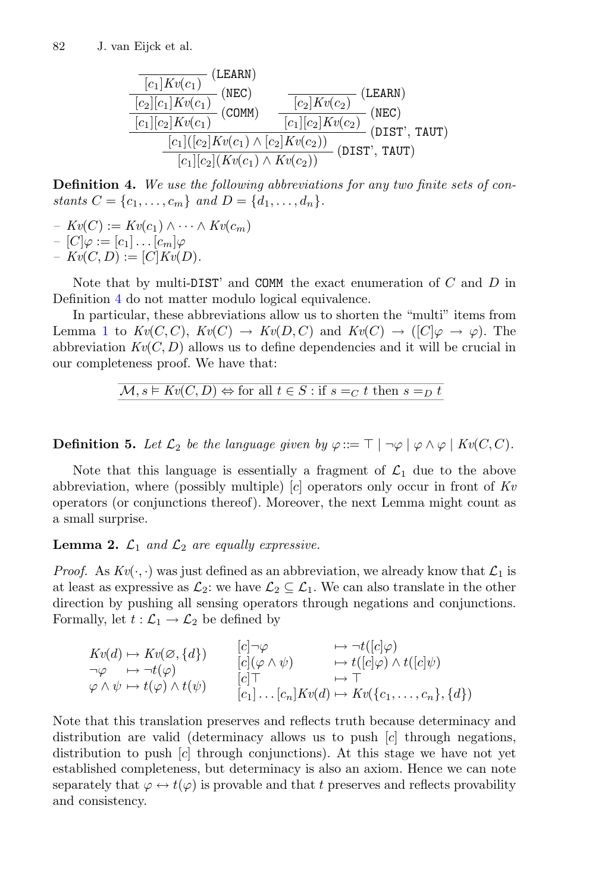$$
\dfrac{\dfrac{\dfrac{\overline{[c_1]Kv(c_1)}\ (\texttt{LEARN})}{[c_2][c_1]Kv(c_1)}\ (\texttt{NEC})}{[c_1][c_2]Kv(c_1)}\ (\texttt{COMM}) \qquad \dfrac{\overline{[c_2]Kv(c_2)}\ (\texttt{LEARN})}{[c_1][c_2]Kv(c_2)}\ (\texttt{NEC})}{\dfrac{[c_1]([c_2]Kv(c_1) \wedge [c_2]Kv(c_2))}{[c_1][c_2](Kv(c_1) \wedge Kv(c_2))}\ (\texttt{DIST', TAUT})}\ (\texttt{DIST', TAUT})
$$

**Definition 4.** *We use the following abbreviations for any two finite sets of constants $C = \{c_1, \ldots, c_m\}$ and $D = \{d_1, \ldots, d_n\}$.*

- $Kv(C) := Kv(c_1) \wedge \cdots \wedge Kv(c_m)$
- $[C]\varphi := [c_1] \ldots [c_m]\varphi$
- $Kv(C, D) := [C]Kv(D)$.

Note that by multi-DIST' and COMM the exact enumeration of $C$ and $D$ in Definition 4 do not matter modulo logical equivalence.

In particular, these abbreviations allow us to shorten the "multi" items from Lemma 1 to $Kv(C, C)$, $Kv(C) \to Kv(D, C)$ and $Kv(C) \to ([C]\varphi \to \varphi)$. The abbreviation $Kv(C, D)$ allows us to define dependencies and it will be crucial in our completeness proof. We have that:

$$
\mathcal{M}, s \vDash Kv(C, D) \Leftrightarrow \text{for all } t \in S : \text{if } s =_C t \text{ then } s =_D t
$$

**Definition 5.** *Let $\mathcal{L}_2$ be the language given by $\varphi ::= \top \mid \neg\varphi \mid \varphi \wedge \varphi \mid Kv(C, C)$.*

Note that this language is essentially a fragment of $\mathcal{L}_1$ due to the above abbreviation, where (possibly multiple) $[c]$ operators only occur in front of $Kv$ operators (or conjunctions thereof). Moreover, the next Lemma might count as a small surprise.

**Lemma 2.** *$\mathcal{L}_1$ and $\mathcal{L}_2$ are equally expressive.*

*Proof.* As $Kv(\cdot, \cdot)$ was just defined as an abbreviation, we already know that $\mathcal{L}_1$ is at least as expressive as $\mathcal{L}_2$: we have $\mathcal{L}_2 \subseteq \mathcal{L}_1$. We can also translate in the other direction by pushing all sensing operators through negations and conjunctions. Formally, let $t : \mathcal{L}_1 \to \mathcal{L}_2$ be defined by

$$
\begin{array}{lll}
Kv(d) & \mapsto & Kv(\varnothing, \{d\}) \\
\neg\varphi & \mapsto & \neg t(\varphi) \\
\varphi \wedge \psi & \mapsto & t(\varphi) \wedge t(\psi)
\end{array}
\qquad
\begin{array}{lll}
[c]\neg\varphi & \mapsto & \neg t([c]\varphi) \\
[c](\varphi \wedge \psi) & \mapsto & t([c]\varphi) \wedge t([c]\psi) \\
[c]\top & \mapsto & \top \\
[c_1] \ldots [c_n]Kv(d) & \mapsto & Kv(\{c_1, \ldots, c_n\}, \{d\})
\end{array}
$$

Note that this translation preserves and reflects truth because determinacy and distribution are valid (determinacy allows us to push $[c]$ through negations, distribution to push $[c]$ through conjunctions. At this stage we have not yet established completeness, but determinacy is also an axiom. Hence we can note separately that $\varphi \leftrightarrow t(\varphi)$ is provable and that $t$ preserves and reflects provability and consistency.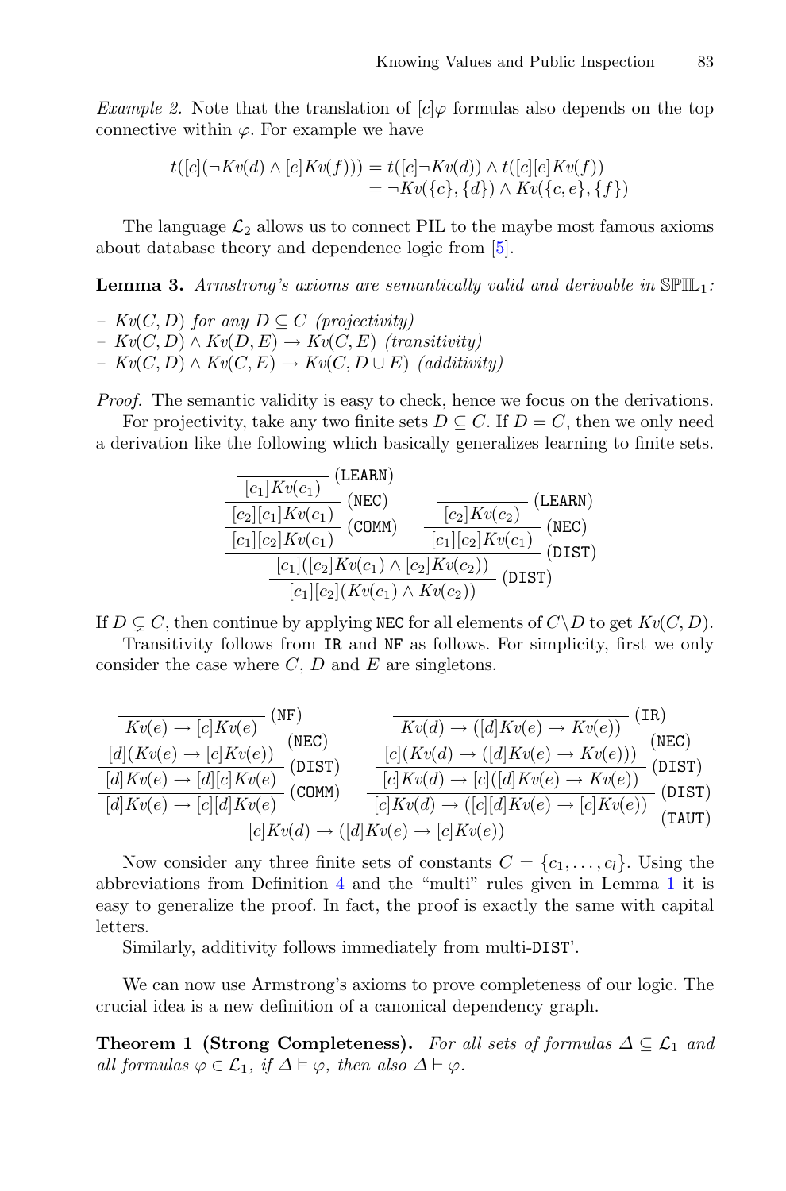*Example 2.* Note that the translation of $[c]\varphi$ formulas also depends on the top connective within $\varphi$. For example we have

$$
\begin{aligned}
t([c](\neg Kv(d) \wedge [e]Kv(f))) &= t([c]\neg Kv(d)) \wedge t([c][e]Kv(f)) \\
&= \neg Kv(\{c\},\{d\}) \wedge Kv(\{c,e\},\{f\})
\end{aligned}
$$

The language $\mathcal{L}_2$ allows us to connect PIL to the maybe most famous axioms about database theory and dependence logic from [5].

**Lemma 3.** *Armstrong's axioms are semantically valid and derivable in* $\mathbb{SPIL}_1$*:*

- $Kv(C, D)$ *for any* $D \subseteq C$ *(projectivity)*
- $Kv(C, D) \wedge Kv(D, E) \rightarrow Kv(C, E)$ *(transitivity)*
- $Kv(C, D) \wedge Kv(C, E) \rightarrow Kv(C, D \cup E)$ *(additivity)*

*Proof.* The semantic validity is easy to check, hence we focus on the derivations.

For projectivity, take any two finite sets $D \subseteq C$. If $D = C$, then we only need a derivation like the following which basically generalizes learning to finite sets.

$$
\dfrac{\dfrac{\dfrac{\dfrac{}{[c_1]Kv(c_1)}\,(\texttt{LEARN})}{[c_2][c_1]Kv(c_1)}\,(\texttt{NEC})}{[c_1][c_2]Kv(c_1)}\,(\texttt{COMM}) \qquad \dfrac{\dfrac{}{[c_2]Kv(c_2)}\,(\texttt{LEARN})}{[c_1][c_2]Kv(c_1)}\,(\texttt{NEC})}{\dfrac{[c_1]([c_2]Kv(c_1) \wedge [c_2]Kv(c_2))}{[c_1][c_2](Kv(c_1) \wedge Kv(c_2))}\,(\texttt{DIST})}\,(\texttt{DIST})
$$

If $D \subsetneq C$, then continue by applying NEC for all elements of $C \setminus D$ to get $Kv(C, D)$.

Transitivity follows from IR and NF as follows. For simplicity, first we only consider the case where $C$, $D$ and $E$ are singletons.

$$
\dfrac{\dfrac{\dfrac{\dfrac{\dfrac{}{Kv(e) \rightarrow [c]Kv(e)}\,(\texttt{NF})}{[d](Kv(e) \rightarrow [c]Kv(e))}\,(\texttt{NEC})}{[d]Kv(e) \rightarrow [d][c]Kv(e)}\,(\texttt{DIST})}{[d]Kv(e) \rightarrow [c][d]Kv(e)}\,(\texttt{COMM}) \qquad \dfrac{\dfrac{\dfrac{\dfrac{}{Kv(d) \rightarrow ([d]Kv(e) \rightarrow Kv(e))}\,(\texttt{IR})}{[c](Kv(d) \rightarrow ([d]Kv(e) \rightarrow Kv(e)))}\,(\texttt{NEC})}{[c]Kv(d) \rightarrow [c]([d]Kv(e) \rightarrow Kv(e))}\,(\texttt{DIST})}{[c]Kv(d) \rightarrow ([c][d]Kv(e) \rightarrow [c]Kv(e))}\,(\texttt{DIST})}{[c]Kv(d) \rightarrow ([d]Kv(e) \rightarrow [c]Kv(e))}\,(\texttt{TAUT})
$$

Now consider any three finite sets of constants $C = \{c_1, \ldots, c_l\}$. Using the abbreviations from Definition 4 and the "multi" rules given in Lemma 1 it is easy to generalize the proof. In fact, the proof is exactly the same with capital letters.

Similarly, additivity follows immediately from multi-DIST'.

We can now use Armstrong's axioms to prove completeness of our logic. The crucial idea is a new definition of a canonical dependency graph.

**Theorem 1 (Strong Completeness).** *For all sets of formulas* $\Delta \subseteq \mathcal{L}_1$ *and all formulas* $\varphi \in \mathcal{L}_1$*, if* $\Delta \vDash \varphi$*, then also* $\Delta \vdash \varphi$*.*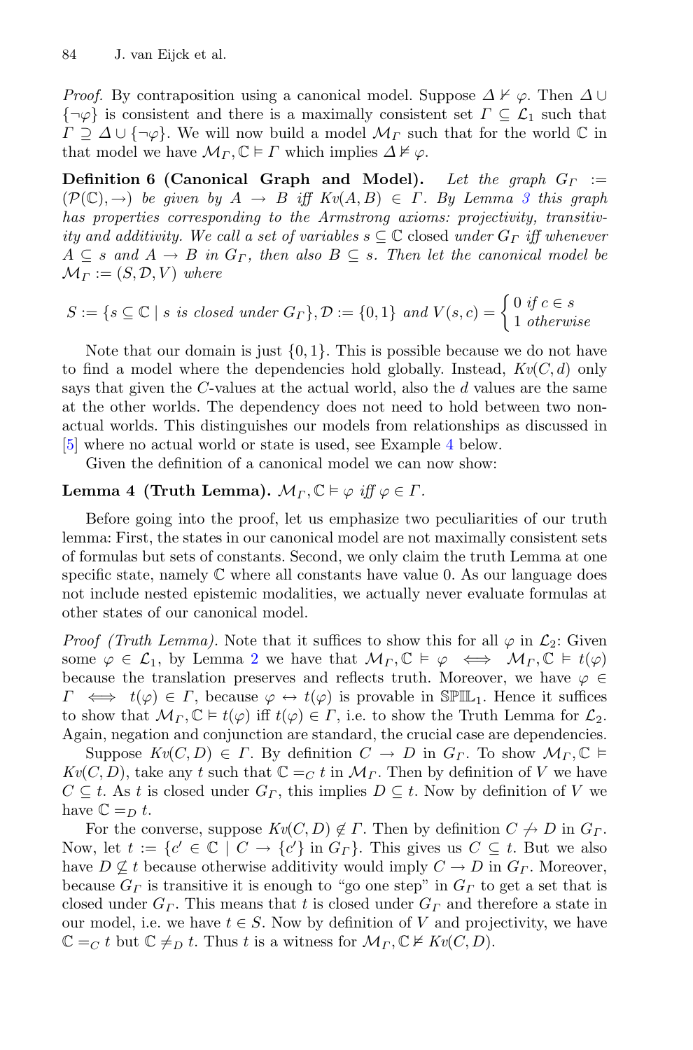*Proof.* By contraposition using a canonical model. Suppose $\Delta \nvdash \varphi$. Then $\Delta \cup \{\neg\varphi\}$ is consistent and there is a maximally consistent set $\Gamma \subseteq \mathcal{L}_1$ such that $\Gamma \supseteq \Delta \cup \{\neg\varphi\}$. We will now build a model $\mathcal{M}_\Gamma$ such that for the world $\mathbb{C}$ in that model we have $\mathcal{M}_\Gamma, \mathbb{C} \vDash \Gamma$ which implies $\Delta \nvDash \varphi$.

**Definition 6 (Canonical Graph and Model).** *Let the graph $G_\Gamma := (\mathcal{P}(\mathbb{C}), \to)$ be given by $A \to B$ iff $Kv(A, B) \in \Gamma$. By Lemma 3 this graph has properties corresponding to the Armstrong axioms: projectivity, transitivity and additivity. We call a set of variables $s \subseteq \mathbb{C}$* closed *under $G_\Gamma$ iff whenever $A \subseteq s$ and $A \to B$ in $G_\Gamma$, then also $B \subseteq s$. Then let the canonical model be $\mathcal{M}_\Gamma := (S, \mathcal{D}, V)$ where*

$$S := \{s \subseteq \mathbb{C} \mid s \text{ is closed under } G_\Gamma\}, \mathcal{D} := \{0, 1\} \text{ and } V(s, c) = \begin{cases} 0 \text{ if } c \in s \\ 1 \text{ otherwise} \end{cases}$$

Note that our domain is just $\{0, 1\}$. This is possible because we do not have to find a model where the dependencies hold globally. Instead, $Kv(C, d)$ only says that given the $C$-values at the actual world, also the $d$ values are the same at the other worlds. The dependency does not need to hold between two non-actual worlds. This distinguishes our models from relationships as discussed in [5] where no actual world or state is used, see Example 4 below.

Given the definition of a canonical model we can now show:

**Lemma 4 (Truth Lemma).** *$\mathcal{M}_\Gamma, \mathbb{C} \vDash \varphi$ iff $\varphi \in \Gamma$.*

Before going into the proof, let us emphasize two peculiarities of our truth lemma: First, the states in our canonical model are not maximally consistent sets of formulas but sets of constants. Second, we only claim the truth Lemma at one specific state, namely $\mathbb{C}$ where all constants have value 0. As our language does not include nested epistemic modalities, we actually never evaluate formulas at other states of our canonical model.

*Proof (Truth Lemma).* Note that it suffices to show this for all $\varphi$ in $\mathcal{L}_2$: Given some $\varphi \in \mathcal{L}_1$, by Lemma 2 we have that $\mathcal{M}_\Gamma, \mathbb{C} \vDash \varphi \iff \mathcal{M}_\Gamma, \mathbb{C} \vDash t(\varphi)$ because the translation preserves and reflects truth. Moreover, we have $\varphi \in \Gamma \iff t(\varphi) \in \Gamma$, because $\varphi \leftrightarrow t(\varphi)$ is provable in $\mathbb{SPIL}_1$. Hence it suffices to show that $\mathcal{M}_\Gamma, \mathbb{C} \vDash t(\varphi)$ iff $t(\varphi) \in \Gamma$, i.e. to show the Truth Lemma for $\mathcal{L}_2$. Again, negation and conjunction are standard, the crucial case are dependencies.

Suppose $Kv(C, D) \in \Gamma$. By definition $C \to D$ in $G_\Gamma$. To show $\mathcal{M}_\Gamma, \mathbb{C} \vDash Kv(C, D)$, take any $t$ such that $\mathbb{C} =_C t$ in $\mathcal{M}_\Gamma$. Then by definition of $V$ we have $C \subseteq t$. As $t$ is closed under $G_\Gamma$, this implies $D \subseteq t$. Now by definition of $V$ we have $\mathbb{C} =_D t$.

For the converse, suppose $Kv(C, D) \notin \Gamma$. Then by definition $C \not\to D$ in $G_\Gamma$. Now, let $t := \{c' \in \mathbb{C} \mid C \to \{c'\} \text{ in } G_\Gamma\}$. This gives us $C \subseteq t$. But we also have $D \nsubseteq t$ because otherwise additivity would imply $C \to D$ in $G_\Gamma$. Moreover, because $G_\Gamma$ is transitive it is enough to "go one step" in $G_\Gamma$ to get a set that is closed under $G_\Gamma$. This means that $t$ is closed under $G_\Gamma$ and therefore a state in our model, i.e. we have $t \in S$. Now by definition of $V$ and projectivity, we have $\mathbb{C} =_C t$ but $\mathbb{C} \neq_D t$. Thus $t$ is a witness for $\mathcal{M}_\Gamma, \mathbb{C} \nvDash Kv(C, D)$.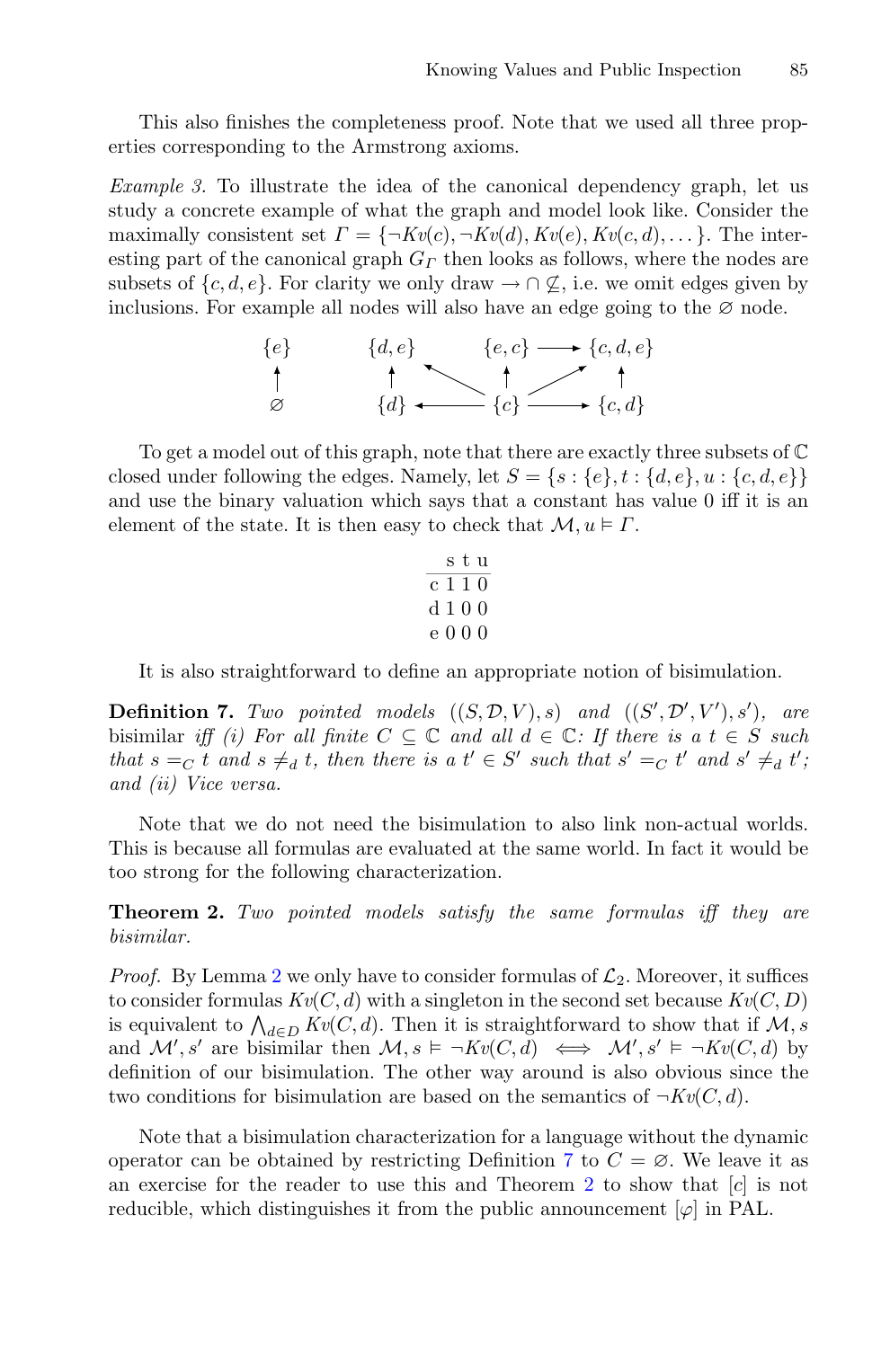This also finishes the completeness proof. Note that we used all three properties corresponding to the Armstrong axioms.

*Example 3.* To illustrate the idea of the canonical dependency graph, let us study a concrete example of what the graph and model look like. Consider the maximally consistent set $\Gamma = \{\neg Kv(c), \neg Kv(d), Kv(e), Kv(c,d), \dots\}$. The interesting part of the canonical graph $G_\Gamma$ then looks as follows, where the nodes are subsets of $\{c,d,e\}$. For clarity we only draw $\rightarrow \cap \not\subseteq$, i.e. we omit edges given by inclusions. For example all nodes will also have an edge going to the $\varnothing$ node.

To get a model out of this graph, note that there are exactly three subsets of $\mathbb{C}$ closed under following the edges. Namely, let $S = \{s : \{e\}, t : \{d,e\}, u : \{c,d,e\}\}$ and use the binary valuation which says that a constant has value 0 iff it is an element of the state. It is then easy to check that $\mathcal{M}, u \vDash \Gamma$.

| | s | t | u |
|---|---|---|---|
| c | 1 | 1 | 0 |
| d | 1 | 0 | 0 |
| e | 0 | 0 | 0 |

It is also straightforward to define an appropriate notion of bisimulation.

**Definition 7.** *Two pointed models $((S, \mathcal{D}, V), s)$ and $((S', \mathcal{D}', V'), s')$, are* bisimilar *iff (i) For all finite $C \subseteq \mathbb{C}$ and all $d \in \mathbb{C}$: If there is a $t \in S$ such that $s =_C t$ and $s \neq_d t$, then there is a $t' \in S'$ such that $s' =_C t'$ and $s' \neq_d t'$; and (ii) Vice versa.*

Note that we do not need the bisimulation to also link non-actual worlds. This is because all formulas are evaluated at the same world. In fact it would be too strong for the following characterization.

**Theorem 2.** *Two pointed models satisfy the same formulas iff they are bisimilar.*

*Proof.* By Lemma 2 we only have to consider formulas of $\mathcal{L}_2$. Moreover, it suffices to consider formulas $Kv(C,d)$ with a singleton in the second set because $Kv(C,D)$ is equivalent to $\bigwedge_{d \in D} Kv(C,d)$. Then it is straightforward to show that if $\mathcal{M}, s$ and $\mathcal{M}', s'$ are bisimilar then $\mathcal{M}, s \vDash \neg Kv(C,d) \iff \mathcal{M}', s' \vDash \neg Kv(C,d)$ by definition of our bisimulation. The other way around is also obvious since the two conditions for bisimulation are based on the semantics of $\neg Kv(C,d)$.

Note that a bisimulation characterization for a language without the dynamic operator can be obtained by restricting Definition 7 to $C = \varnothing$. We leave it as an exercise for the reader to use this and Theorem 2 to show that $[c]$ is not reducible, which distinguishes it from the public announcement $[\varphi]$ in PAL.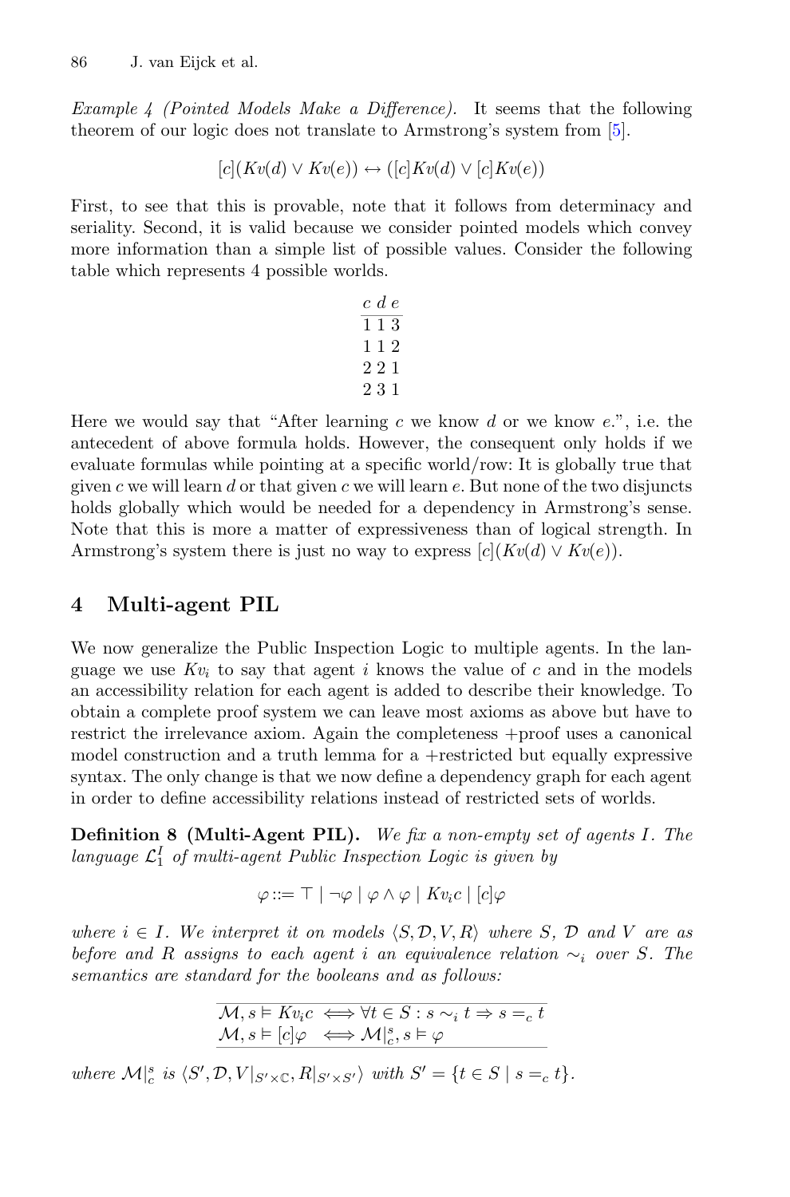*Example 4 (Pointed Models Make a Difference).* It seems that the following theorem of our logic does not translate to Armstrong's system from [5].

$$[c](Kv(d) \vee Kv(e)) \leftrightarrow ([c]Kv(d) \vee [c]Kv(e))$$

First, to see that this is provable, note that it follows from determinacy and seriality. Second, it is valid because we consider pointed models which convey more information than a simple list of possible values. Consider the following table which represents 4 possible worlds.

| c | d | e |
|---|---|---|
| 1 | 1 | 3 |
| 1 | 1 | 2 |
| 2 | 2 | 1 |
| 2 | 3 | 1 |

Here we would say that "After learning $c$ we know $d$ or we know $e$.", i.e. the antecedent of above formula holds. However, the consequent only holds if we evaluate formulas while pointing at a specific world/row: It is globally true that given $c$ we will learn $d$ or that given $c$ we will learn $e$. But none of the two disjuncts holds globally which would be needed for a dependency in Armstrong's sense. Note that this is more a matter of expressiveness than of logical strength. In Armstrong's system there is just no way to express $[c](Kv(d) \vee Kv(e))$.

## 4 Multi-agent PIL

We now generalize the Public Inspection Logic to multiple agents. In the language we use $Kv_i$ to say that agent $i$ knows the value of $c$ and in the models an accessibility relation for each agent is added to describe their knowledge. To obtain a complete proof system we can leave most axioms as above but have to restrict the irrelevance axiom. Again the completeness +proof uses a canonical model construction and a truth lemma for a +restricted but equally expressive syntax. The only change is that we now define a dependency graph for each agent in order to define accessibility relations instead of restricted sets of worlds.

**Definition 8 (Multi-Agent PIL).** *We fix a non-empty set of agents $I$. The language $\mathcal{L}_1^I$ of multi-agent Public Inspection Logic is given by*

$$\varphi ::= \top \mid \neg\varphi \mid \varphi \wedge \varphi \mid Kv_i c \mid [c]\varphi$$

*where $i \in I$. We interpret it on models $\langle S, \mathcal{D}, V, R\rangle$ where $S$, $\mathcal{D}$ and $V$ are as before and $R$ assigns to each agent $i$ an equivalence relation $\sim_i$ over $S$. The semantics are standard for the booleans and as follows:*

$$\begin{array}{l} \mathcal{M}, s \vDash Kv_i c \iff \forall t \in S : s \sim_i t \Rightarrow s =_c t \\ \mathcal{M}, s \vDash [c]\varphi \iff \mathcal{M}|_c^s, s \vDash \varphi \end{array}$$

*where $\mathcal{M}|_c^s$ is $\langle S', \mathcal{D}, V|_{S' \times \mathbb{C}}, R|_{S' \times S'}\rangle$ with $S' = \{t \in S \mid s =_c t\}$.*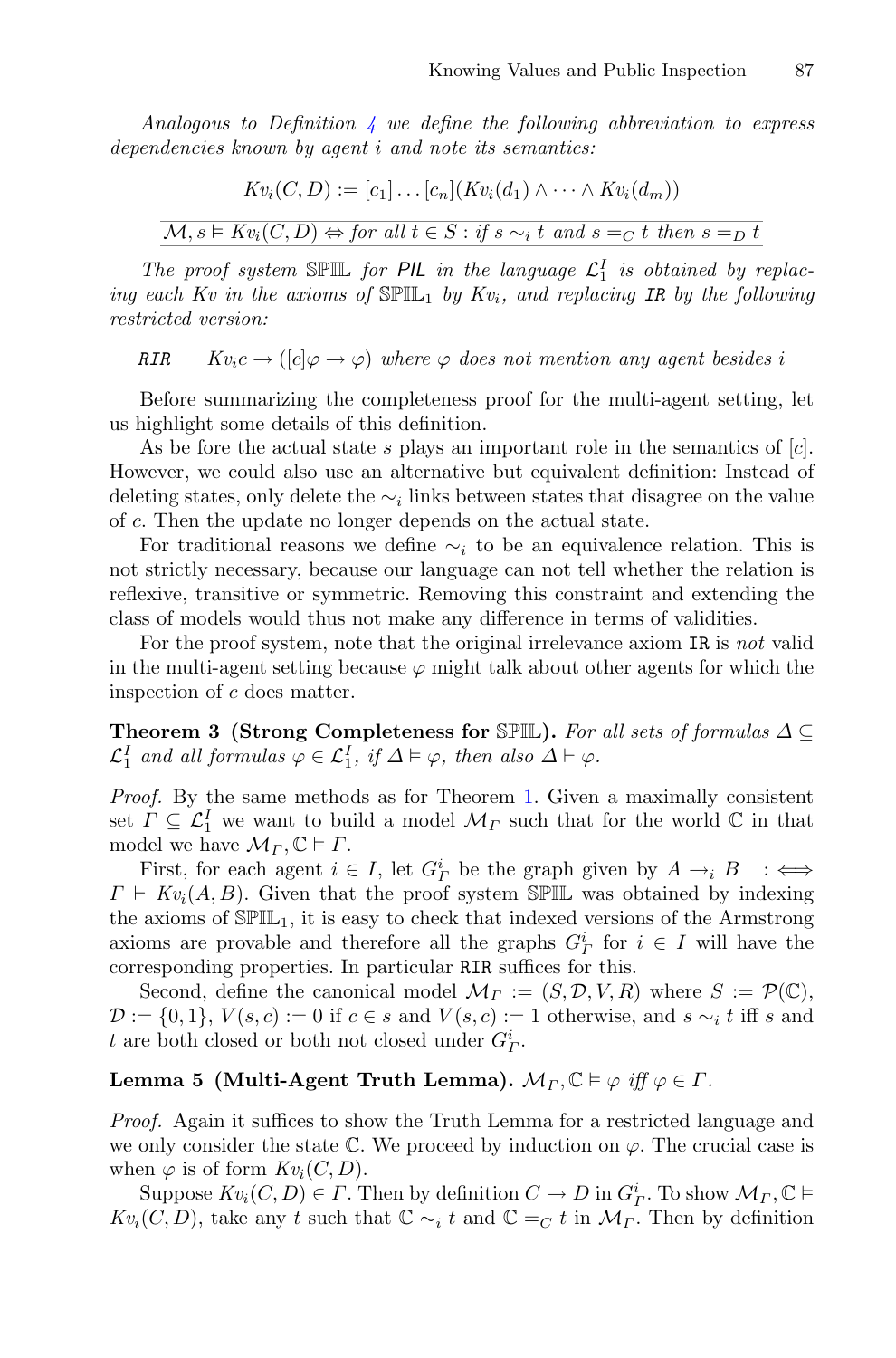*Analogous to Definition 4 we define the following abbreviation to express dependencies known by agent $i$ and note its semantics:*

$$Kv_i(C, D) := [c_1] \dots [c_n](Kv_i(d_1) \wedge \dots \wedge Kv_i(d_m))$$

$$\mathcal{M}, s \vDash Kv_i(C, D) \Leftrightarrow \textit{for all } t \in S : \textit{if } s \sim_i t \textit{ and } s =_C t \textit{ then } s =_D t$$

*The proof system* $\mathbb{SPIL}$ *for* PIL *in the language* $\mathcal{L}_1^I$ *is obtained by replacing each* $Kv$ *in the axioms of* $\mathbb{SPIL}_1$ *by* $Kv_i$*, and replacing* `IR` *by the following restricted version:*

`RIR` $\quad Kv_i c \rightarrow ([c]\varphi \rightarrow \varphi)$ *where* $\varphi$ *does not mention any agent besides* $i$

Before summarizing the completeness proof for the multi-agent setting, let us highlight some details of this definition.

As be fore the actual state $s$ plays an important role in the semantics of $[c]$. However, we could also use an alternative but equivalent definition: Instead of deleting states, only delete the $\sim_i$ links between states that disagree on the value of $c$. Then the update no longer depends on the actual state.

For traditional reasons we define $\sim_i$ to be an equivalence relation. This is not strictly necessary, because our language can not tell whether the relation is reflexive, transitive or symmetric. Removing this constraint and extending the class of models would thus not make any difference in terms of validities.

For the proof system, note that the original irrelevance axiom `IR` is *not* valid in the multi-agent setting because $\varphi$ might talk about other agents for which the inspection of $c$ does matter.

**Theorem 3 (Strong Completeness for $\mathbb{SPIL}$).** *For all sets of formulas* $\Delta \subseteq \mathcal{L}_1^I$ *and all formulas* $\varphi \in \mathcal{L}_1^I$*, if* $\Delta \vDash \varphi$*, then also* $\Delta \vdash \varphi$*.*

*Proof.* By the same methods as for Theorem 1. Given a maximally consistent set $\Gamma \subseteq \mathcal{L}_1^I$ we want to build a model $\mathcal{M}_\Gamma$ such that for the world $\mathbb{C}$ in that model we have $\mathcal{M}_\Gamma, \mathbb{C} \vDash \Gamma$.

First, for each agent $i \in I$, let $G_\Gamma^i$ be the graph given by $A \rightarrow_i B \quad :\Longleftrightarrow \Gamma \vdash Kv_i(A, B)$. Given that the proof system $\mathbb{SPIL}$ was obtained by indexing the axioms of $\mathbb{SPIL}_1$, it is easy to check that indexed versions of the Armstrong axioms are provable and therefore all the graphs $G_\Gamma^i$ for $i \in I$ will have the corresponding properties. In particular `RIR` suffices for this.

Second, define the canonical model $\mathcal{M}_\Gamma := (S, \mathcal{D}, V, R)$ where $S := \mathcal{P}(\mathbb{C})$, $\mathcal{D} := \{0, 1\}$, $V(s, c) := 0$ if $c \in s$ and $V(s, c) := 1$ otherwise, and $s \sim_i t$ iff $s$ and $t$ are both closed or both not closed under $G_\Gamma^i$.

**Lemma 5 (Multi-Agent Truth Lemma).** $\mathcal{M}_\Gamma, \mathbb{C} \vDash \varphi$ *iff* $\varphi \in \Gamma$*.*

*Proof.* Again it suffices to show the Truth Lemma for a restricted language and we only consider the state $\mathbb{C}$. We proceed by induction on $\varphi$. The crucial case is when $\varphi$ is of form $Kv_i(C, D)$.

Suppose $Kv_i(C, D) \in \Gamma$. Then by definition $C \rightarrow D$ in $G_\Gamma^i$. To show $\mathcal{M}_\Gamma, \mathbb{C} \vDash Kv_i(C, D)$, take any $t$ such that $\mathbb{C} \sim_i t$ and $\mathbb{C} =_C t$ in $\mathcal{M}_\Gamma$. Then by definition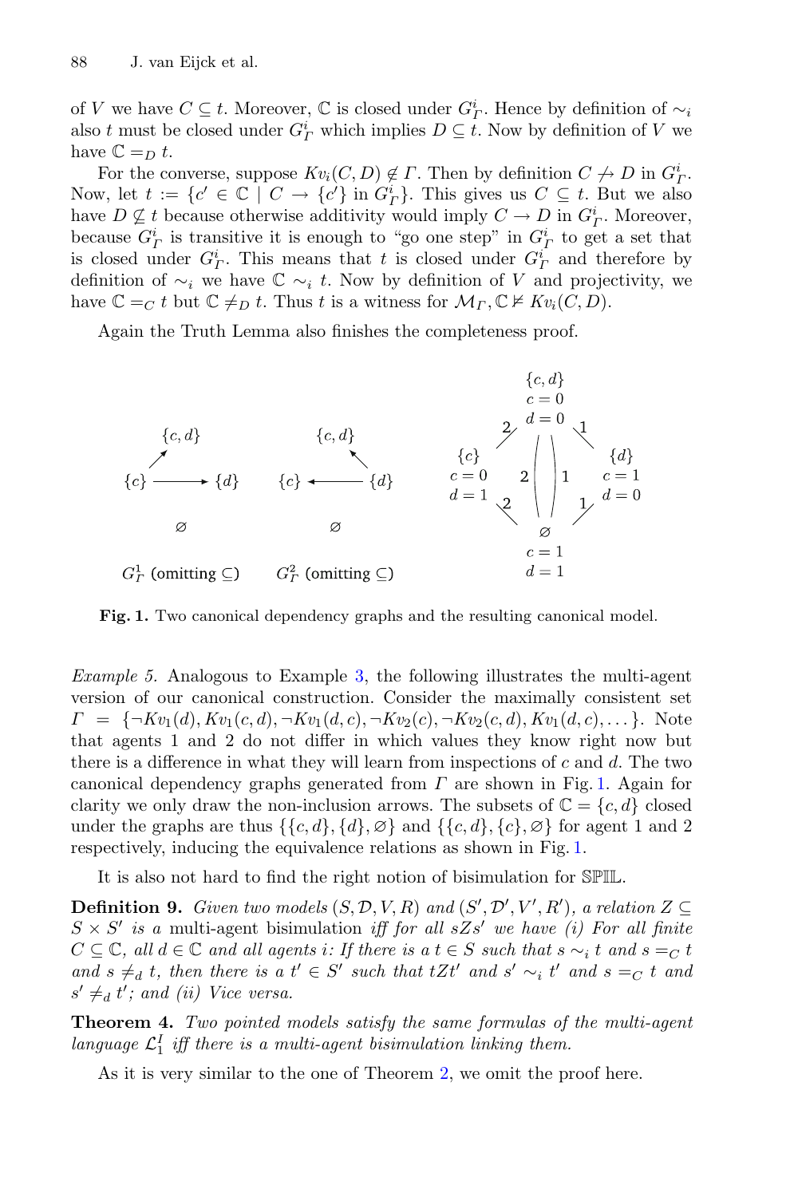of $V$ we have $C \subseteq t$. Moreover, $\mathbb{C}$ is closed under $G^i_\Gamma$. Hence by definition of $\sim_i$ also $t$ must be closed under $G^i_\Gamma$ which implies $D \subseteq t$. Now by definition of $V$ we have $\mathbb{C} =_D t$.

For the converse, suppose $Kv_i(C, D) \notin \Gamma$. Then by definition $C \not\to D$ in $G^i_\Gamma$. Now, let $t := \{c' \in \mathbb{C} \mid C \to \{c'\} \text{ in } G^i_\Gamma\}$. This gives us $C \subseteq t$. But we also have $D \not\subseteq t$ because otherwise additivity would imply $C \to D$ in $G^i_\Gamma$. Moreover, because $G^i_\Gamma$ is transitive it is enough to "go one step" in $G^i_\Gamma$ to get a set that is closed under $G^i_\Gamma$. This means that $t$ is closed under $G^i_\Gamma$ and therefore by definition of $\sim_i$ we have $\mathbb{C} \sim_i t$. Now by definition of $V$ and projectivity, we have $\mathbb{C} =_C t$ but $\mathbb{C} \neq_D t$. Thus $t$ is a witness for $\mathcal{M}_\Gamma, \mathbb{C} \nvDash Kv_i(C, D)$.

Again the Truth Lemma also finishes the completeness proof.

**Fig. 1.** Two canonical dependency graphs and the resulting canonical model.

*Example 5.* Analogous to Example 3, the following illustrates the multi-agent version of our canonical construction. Consider the maximally consistent set $\Gamma = \{\neg Kv_1(d), Kv_1(c, d), \neg Kv_1(d, c), \neg Kv_2(c), \neg Kv_2(c, d), Kv_1(d, c), \dots\}$. Note that agents 1 and 2 do not differ in which values they know right now but there is a difference in what they will learn from inspections of $c$ and $d$. The two canonical dependency graphs generated from $\Gamma$ are shown in Fig. 1. Again for clarity we only draw the non-inclusion arrows. The subsets of $\mathbb{C} = \{c, d\}$ closed under the graphs are thus $\{\{c, d\}, \{d\}, \varnothing\}$ and $\{\{c, d\}, \{c\}, \varnothing\}$ for agent 1 and 2 respectively, inducing the equivalence relations as shown in Fig. 1.

It is also not hard to find the right notion of bisimulation for $\mathbb{SPIL}$.

**Definition 9.** *Given two models $(S, \mathcal{D}, V, R)$ and $(S', \mathcal{D}', V', R')$, a relation $Z \subseteq S \times S'$ is a* multi-agent bisimulation *iff for all $sZs'$ we have (i) For all finite $C \subseteq \mathbb{C}$, all $d \in \mathbb{C}$ and all agents $i$: If there is a $t \in S$ such that $s \sim_i t$ and $s =_C t$ and $s \neq_d t$, then there is a $t' \in S'$ such that $tZt'$ and $s' \sim_i t'$ and $s =_C t$ and $s' \neq_d t'$; and (ii) Vice versa.*

**Theorem 4.** *Two pointed models satisfy the same formulas of the multi-agent language $\mathcal{L}^I_1$ iff there is a multi-agent bisimulation linking them.*

As it is very similar to the one of Theorem 2, we omit the proof here.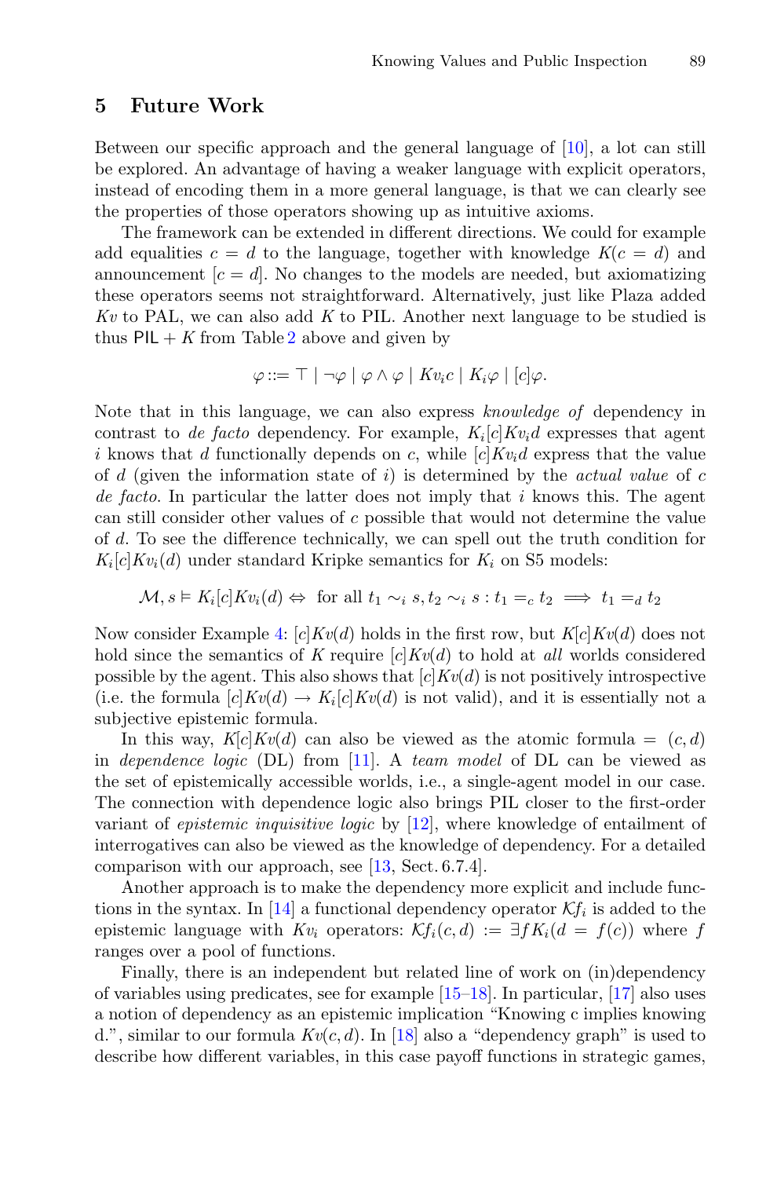## 5 Future Work

Between our specific approach and the general language of [10], a lot can still be explored. An advantage of having a weaker language with explicit operators, instead of encoding them in a more general language, is that we can clearly see the properties of those operators showing up as intuitive axioms.

The framework can be extended in different directions. We could for example add equalities $c = d$ to the language, together with knowledge $K(c = d)$ and announcement $[c = d]$. No changes to the models are needed, but axiomatizing these operators seems not straightforward. Alternatively, just like Plaza added $Kv$ to PAL, we can also add $K$ to PIL. Another next language to be studied is thus $\mathsf{PIL} + K$ from Table 2 above and given by

$$\varphi ::= \top \mid \neg\varphi \mid \varphi \wedge \varphi \mid Kv_i c \mid K_i \varphi \mid [c]\varphi.$$

Note that in this language, we can also express *knowledge of* dependency in contrast to *de facto* dependency. For example, $K_i[c]Kv_i d$ expresses that agent $i$ knows that $d$ functionally depends on $c$, while $[c]Kv_i d$ express that the value of $d$ (given the information state of $i$) is determined by the *actual value* of $c$ *de facto*. In particular the latter does not imply that $i$ knows this. The agent can still consider other values of $c$ possible that would not determine the value of $d$. To see the difference technically, we can spell out the truth condition for $K_i[c]Kv_i(d)$ under standard Kripke semantics for $K_i$ on S5 models:

$$\mathcal{M}, s \vDash K_i[c]Kv_i(d) \Leftrightarrow \text{ for all } t_1 \sim_i s, t_2 \sim_i s : t_1 =_c t_2 \implies t_1 =_d t_2$$

Now consider Example 4: $[c]Kv(d)$ holds in the first row, but $K[c]Kv(d)$ does not hold since the semantics of $K$ require $[c]Kv(d)$ to hold at *all* worlds considered possible by the agent. This also shows that $[c]Kv(d)$ is not positively introspective (i.e. the formula $[c]Kv(d) \rightarrow K_i[c]Kv(d)$ is not valid), and it is essentially not a subjective epistemic formula.

In this way, $K[c]Kv(d)$ can also be viewed as the atomic formula $=(c, d)$ in *dependence logic* (DL) from [11]. A *team model* of DL can be viewed as the set of epistemically accessible worlds, i.e., a single-agent model in our case. The connection with dependence logic also brings PIL closer to the first-order variant of *epistemic inquisitive logic* by [12], where knowledge of entailment of interrogatives can also be viewed as the knowledge of dependency. For a detailed comparison with our approach, see [13, Sect. 6.7.4].

Another approach is to make the dependency more explicit and include functions in the syntax. In [14] a functional dependency operator $\mathcal{K}f_i$ is added to the epistemic language with $Kv_i$ operators: $\mathcal{K}f_i(c, d) := \exists f K_i(d = f(c))$ where $f$ ranges over a pool of functions.

Finally, there is an independent but related line of work on (in)dependency of variables using predicates, see for example [15–18]. In particular, [17] also uses a notion of dependency as an epistemic implication "Knowing c implies knowing d.", similar to our formula $Kv(c, d)$. In [18] also a "dependency graph" is used to describe how different variables, in this case payoff functions in strategic games,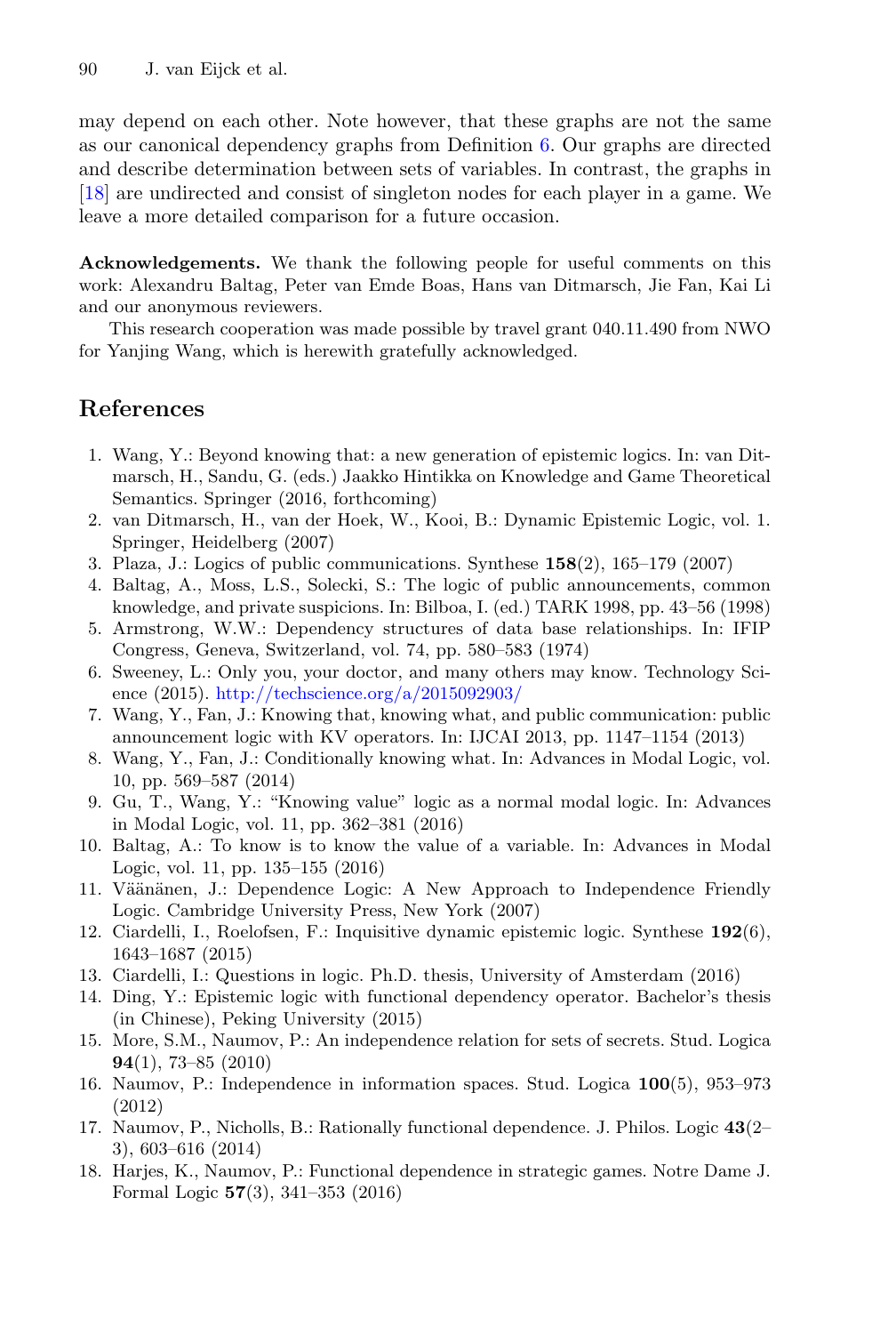may depend on each other. Note however, that these graphs are not the same as our canonical dependency graphs from Definition 6. Our graphs are directed and describe determination between sets of variables. In contrast, the graphs in [18] are undirected and consist of singleton nodes for each player in a game. We leave a more detailed comparison for a future occasion.

**Acknowledgements.** We thank the following people for useful comments on this work: Alexandru Baltag, Peter van Emde Boas, Hans van Ditmarsch, Jie Fan, Kai Li and our anonymous reviewers.

This research cooperation was made possible by travel grant 040.11.490 from NWO for Yanjing Wang, which is herewith gratefully acknowledged.

## References

1. Wang, Y.: Beyond knowing that: a new generation of epistemic logics. In: van Ditmarsch, H., Sandu, G. (eds.) Jaakko Hintikka on Knowledge and Game Theoretical Semantics. Springer (2016, forthcoming)
2. van Ditmarsch, H., van der Hoek, W., Kooi, B.: Dynamic Epistemic Logic, vol. 1. Springer, Heidelberg (2007)
3. Plaza, J.: Logics of public communications. Synthese **158**(2), 165–179 (2007)
4. Baltag, A., Moss, L.S., Solecki, S.: The logic of public announcements, common knowledge, and private suspicions. In: Bilboa, I. (ed.) TARK 1998, pp. 43–56 (1998)
5. Armstrong, W.W.: Dependency structures of data base relationships. In: IFIP Congress, Geneva, Switzerland, vol. 74, pp. 580–583 (1974)
6. Sweeney, L.: Only you, your doctor, and many others may know. Technology Science (2015). http://techscience.org/a/2015092903/
7. Wang, Y., Fan, J.: Knowing that, knowing what, and public communication: public announcement logic with KV operators. In: IJCAI 2013, pp. 1147–1154 (2013)
8. Wang, Y., Fan, J.: Conditionally knowing what. In: Advances in Modal Logic, vol. 10, pp. 569–587 (2014)
9. Gu, T., Wang, Y.: "Knowing value" logic as a normal modal logic. In: Advances in Modal Logic, vol. 11, pp. 362–381 (2016)
10. Baltag, A.: To know is to know the value of a variable. In: Advances in Modal Logic, vol. 11, pp. 135–155 (2016)
11. Väänänen, J.: Dependence Logic: A New Approach to Independence Friendly Logic. Cambridge University Press, New York (2007)
12. Ciardelli, I., Roelofsen, F.: Inquisitive dynamic epistemic logic. Synthese **192**(6), 1643–1687 (2015)
13. Ciardelli, I.: Questions in logic. Ph.D. thesis, University of Amsterdam (2016)
14. Ding, Y.: Epistemic logic with functional dependency operator. Bachelor's thesis (in Chinese), Peking University (2015)
15. More, S.M., Naumov, P.: An independence relation for sets of secrets. Stud. Logica **94**(1), 73–85 (2010)
16. Naumov, P.: Independence in information spaces. Stud. Logica **100**(5), 953–973 (2012)
17. Naumov, P., Nicholls, B.: Rationally functional dependence. J. Philos. Logic **43**(2–3), 603–616 (2014)
18. Harjes, K., Naumov, P.: Functional dependence in strategic games. Notre Dame J. Formal Logic **57**(3), 341–353 (2016)